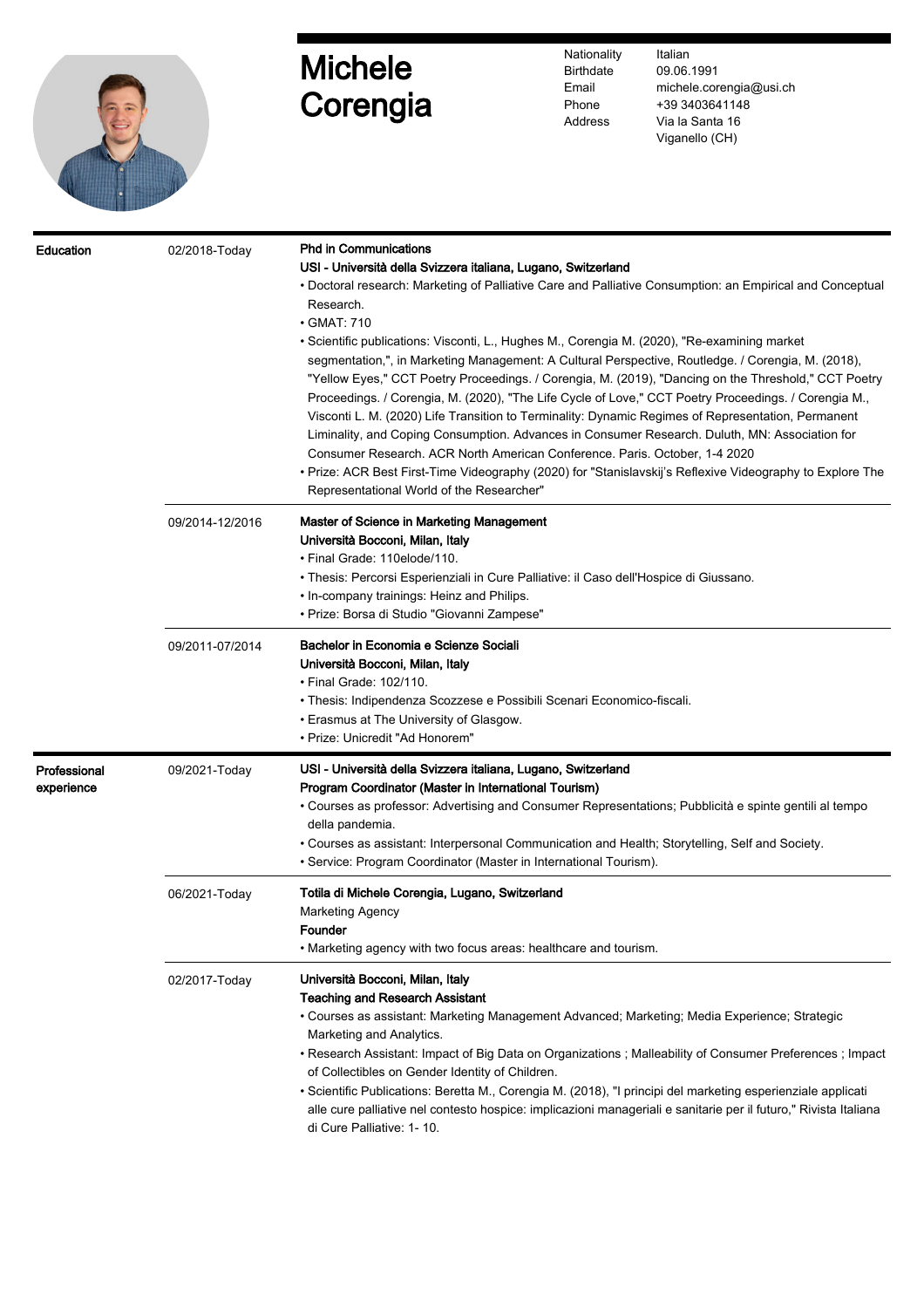# Michele Corengia

| | |
|---|---|
| Nationality | Italian |
| Birthdate | 09.06.1991 |
| Email | michele.corengia@usi.ch |
| Phone | +39 3403641148 |
| Address | Via la Santa 16<br>Viganello (CH) |

## Education

**02/2018-Today**

**Phd in Communications**
**USI - Università della Svizzera italiana, Lugano, Switzerland**

- Doctoral research: Marketing of Palliative Care and Palliative Consumption: an Empirical and Conceptual Research.
- GMAT: 710
- Scientific publications: Visconti, L., Hughes M., Corengia M. (2020), "Re-examining market segmentation,", in Marketing Management: A Cultural Perspective, Routledge. / Corengia, M. (2018), "Yellow Eyes," CCT Poetry Proceedings. / Corengia, M. (2019), "Dancing on the Threshold," CCT Poetry Proceedings. / Corengia, M. (2020), "The Life Cycle of Love," CCT Poetry Proceedings. / Corengia M., Visconti L. M. (2020) Life Transition to Terminality: Dynamic Regimes of Representation, Permanent Liminality, and Coping Consumption. Advances in Consumer Research. Duluth, MN: Association for Consumer Research. ACR North American Conference. Paris. October, 1-4 2020
- Prize: ACR Best First-Time Videography (2020) for "Stanislavskij's Reflexive Videography to Explore The Representational World of the Researcher"

**09/2014-12/2016**

**Master of Science in Marketing Management**
**Università Bocconi, Milan, Italy**

- Final Grade: 110elode/110.
- Thesis: Percorsi Esperienziali in Cure Palliative: il Caso dell'Hospice di Giussano.
- In-company trainings: Heinz and Philips.
- Prize: Borsa di Studio "Giovanni Zampese"

**09/2011-07/2014**

**Bachelor in Economia e Scienze Sociali**
**Università Bocconi, Milan, Italy**

- Final Grade: 102/110.
- Thesis: Indipendenza Scozzese e Possibili Scenari Economico-fiscali.
- Erasmus at The University of Glasgow.
- Prize: Unicredit "Ad Honorem"

## Professional experience

**09/2021-Today**

**USI - Università della Svizzera italiana, Lugano, Switzerland**
**Program Coordinator (Master in International Tourism)**

- Courses as professor: Advertising and Consumer Representations; Pubblicità e spinte gentili al tempo della pandemia.
- Courses as assistant: Interpersonal Communication and Health; Storytelling, Self and Society.
- Service: Program Coordinator (Master in International Tourism).

**06/2021-Today**

**Totila di Michele Corengia, Lugano, Switzerland**
Marketing Agency
**Founder**

- Marketing agency with two focus areas: healthcare and tourism.

**02/2017-Today**

**Università Bocconi, Milan, Italy**
**Teaching and Research Assistant**

- Courses as assistant: Marketing Management Advanced; Marketing; Media Experience; Strategic Marketing and Analytics.
- Research Assistant: Impact of Big Data on Organizations ; Malleability of Consumer Preferences ; Impact of Collectibles on Gender Identity of Children.
- Scientific Publications: Beretta M., Corengia M. (2018), "I principi del marketing esperienziale applicati alle cure palliative nel contesto hospice: implicazioni manageriali e sanitarie per il futuro," Rivista Italiana di Cure Palliative: 1- 10.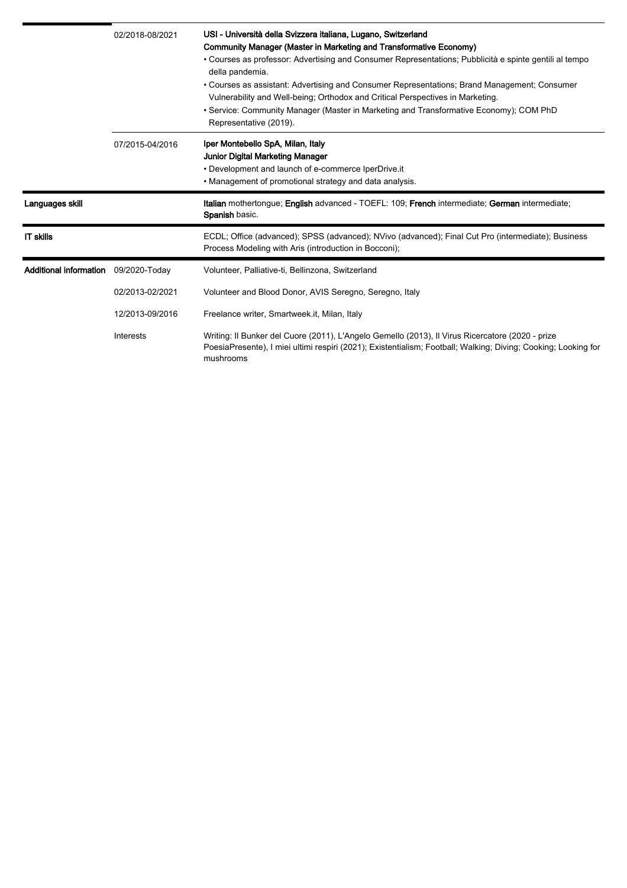| | | |
|---|---|---|
| | 02/2018-08/2021 | **USI - Università della Svizzera italiana, Lugano, Switzerland**<br>**Community Manager (Master in Marketing and Transformative Economy)**<br>• Courses as professor: Advertising and Consumer Representations; Pubblicità e spinte gentili al tempo della pandemia.<br>• Courses as assistant: Advertising and Consumer Representations; Brand Management; Consumer Vulnerability and Well-being; Orthodox and Critical Perspectives in Marketing.<br>• Service: Community Manager (Master in Marketing and Transformative Economy); COM PhD Representative (2019). |
| | 07/2015-04/2016 | **Iper Montebello SpA, Milan, Italy**<br>**Junior Digital Marketing Manager**<br>• Development and launch of e-commerce IperDrive.it<br>• Management of promotional strategy and data analysis. |
| **Languages skill** | | **Italian** mothertongue; **English** advanced - TOEFL: 109; **French** intermediate; **German** intermediate; **Spanish** basic. |
| **IT skills** | | ECDL; Office (advanced); SPSS (advanced); NVivo (advanced); Final Cut Pro (intermediate); Business Process Modeling with Aris (introduction in Bocconi); |
| **Additional information** | 09/2020-Today | Volunteer, Palliative-ti, Bellinzona, Switzerland |
| | 02/2013-02/2021 | Volunteer and Blood Donor, AVIS Seregno, Seregno, Italy |
| | 12/2013-09/2016 | Freelance writer, Smartweek.it, Milan, Italy |
| | Interests | Writing: Il Bunker del Cuore (2011), L'Angelo Gemello (2013), Il Virus Ricercatore (2020 - prize PoesiaPresente), I miei ultimi respiri (2021); Existentialism; Football; Walking; Diving; Cooking; Looking for mushrooms |